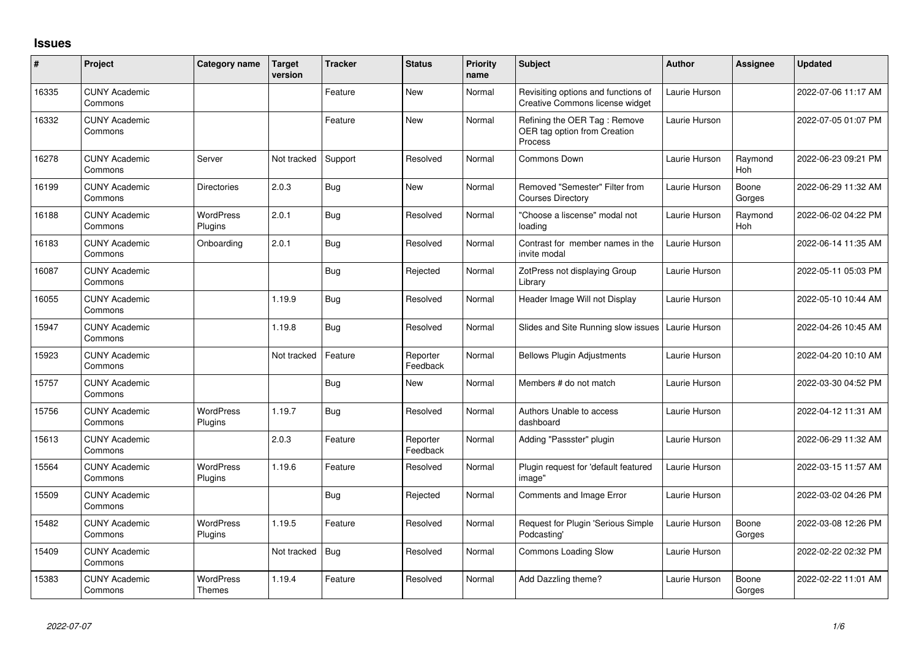# Issues

| # | Project | Category name | Target version | Tracker | Status | Priority name | Subject | Author | Assignee | Updated |
|---|---|---|---|---|---|---|---|---|---|---|
| 16335 | CUNY Academic Commons | | | Feature | New | Normal | Revisiting options and functions of Creative Commons license widget | Laurie Hurson | | 2022-07-06 11:17 AM |
| 16332 | CUNY Academic Commons | | | Feature | New | Normal | Refining the OER Tag : Remove OER tag option from Creation Process | Laurie Hurson | | 2022-07-05 01:07 PM |
| 16278 | CUNY Academic Commons | Server | Not tracked | Support | Resolved | Normal | Commons Down | Laurie Hurson | Raymond Hoh | 2022-06-23 09:21 PM |
| 16199 | CUNY Academic Commons | Directories | 2.0.3 | Bug | New | Normal | Removed "Semester" Filter from Courses Directory | Laurie Hurson | Boone Gorges | 2022-06-29 11:32 AM |
| 16188 | CUNY Academic Commons | WordPress Plugins | 2.0.1 | Bug | Resolved | Normal | "Choose a liscense" modal not loading | Laurie Hurson | Raymond Hoh | 2022-06-02 04:22 PM |
| 16183 | CUNY Academic Commons | Onboarding | 2.0.1 | Bug | Resolved | Normal | Contrast for member names in the invite modal | Laurie Hurson | | 2022-06-14 11:35 AM |
| 16087 | CUNY Academic Commons | | | Bug | Rejected | Normal | ZotPress not displaying Group Library | Laurie Hurson | | 2022-05-11 05:03 PM |
| 16055 | CUNY Academic Commons | | 1.19.9 | Bug | Resolved | Normal | Header Image Will not Display | Laurie Hurson | | 2022-05-10 10:44 AM |
| 15947 | CUNY Academic Commons | | 1.19.8 | Bug | Resolved | Normal | Slides and Site Running slow issues | Laurie Hurson | | 2022-04-26 10:45 AM |
| 15923 | CUNY Academic Commons | | Not tracked | Feature | Reporter Feedback | Normal | Bellows Plugin Adjustments | Laurie Hurson | | 2022-04-20 10:10 AM |
| 15757 | CUNY Academic Commons | | | Bug | New | Normal | Members # do not match | Laurie Hurson | | 2022-03-30 04:52 PM |
| 15756 | CUNY Academic Commons | WordPress Plugins | 1.19.7 | Bug | Resolved | Normal | Authors Unable to access dashboard | Laurie Hurson | | 2022-04-12 11:31 AM |
| 15613 | CUNY Academic Commons | | 2.0.3 | Feature | Reporter Feedback | Normal | Adding "Passster" plugin | Laurie Hurson | | 2022-06-29 11:32 AM |
| 15564 | CUNY Academic Commons | WordPress Plugins | 1.19.6 | Feature | Resolved | Normal | Plugin request for 'default featured image" | Laurie Hurson | | 2022-03-15 11:57 AM |
| 15509 | CUNY Academic Commons | | | Bug | Rejected | Normal | Comments and Image Error | Laurie Hurson | | 2022-03-02 04:26 PM |
| 15482 | CUNY Academic Commons | WordPress Plugins | 1.19.5 | Feature | Resolved | Normal | Request for Plugin 'Serious Simple Podcasting' | Laurie Hurson | Boone Gorges | 2022-03-08 12:26 PM |
| 15409 | CUNY Academic Commons | | Not tracked | Bug | Resolved | Normal | Commons Loading Slow | Laurie Hurson | | 2022-02-22 02:32 PM |
| 15383 | CUNY Academic Commons | WordPress Themes | 1.19.4 | Feature | Resolved | Normal | Add Dazzling theme? | Laurie Hurson | Boone Gorges | 2022-02-22 11:01 AM |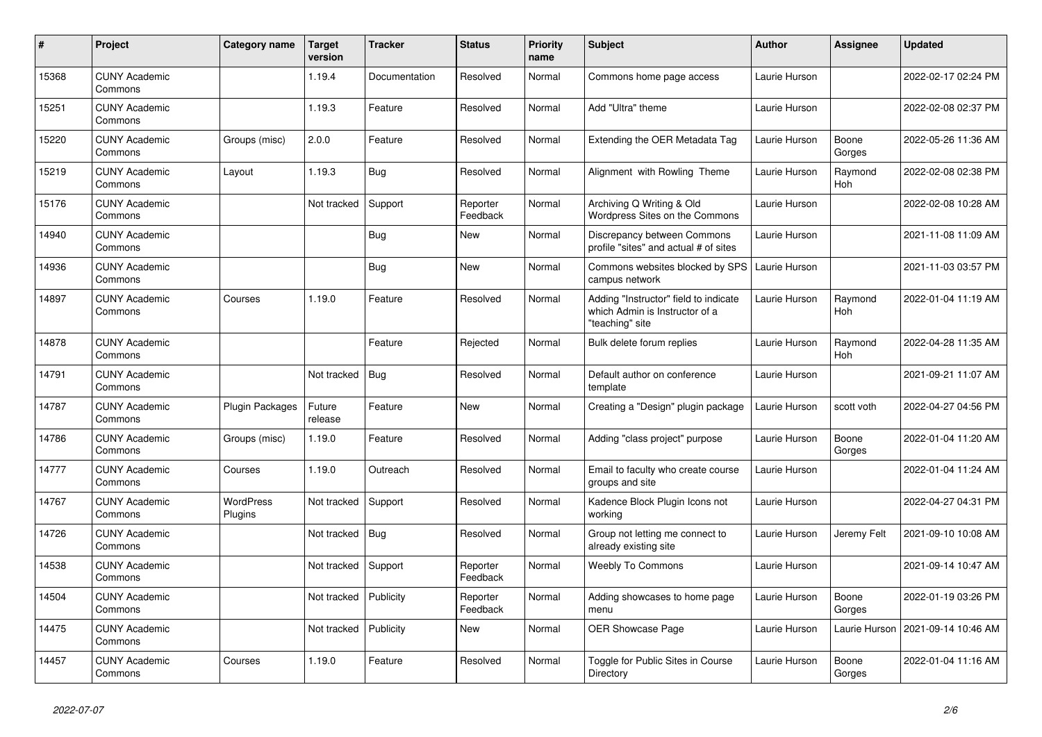| # | Project | Category name | Target version | Tracker | Status | Priority name | Subject | Author | Assignee | Updated |
|---|---|---|---|---|---|---|---|---|---|---|
| 15368 | CUNY Academic Commons | | 1.19.4 | Documentation | Resolved | Normal | Commons home page access | Laurie Hurson | | 2022-02-17 02:24 PM |
| 15251 | CUNY Academic Commons | | 1.19.3 | Feature | Resolved | Normal | Add "Ultra" theme | Laurie Hurson | | 2022-02-08 02:37 PM |
| 15220 | CUNY Academic Commons | Groups (misc) | 2.0.0 | Feature | Resolved | Normal | Extending the OER Metadata Tag | Laurie Hurson | Boone Gorges | 2022-05-26 11:36 AM |
| 15219 | CUNY Academic Commons | Layout | 1.19.3 | Bug | Resolved | Normal | Alignment with Rowling Theme | Laurie Hurson | Raymond Hoh | 2022-02-08 02:38 PM |
| 15176 | CUNY Academic Commons | | Not tracked | Support | Reporter Feedback | Normal | Archiving Q Writing & Old Wordpress Sites on the Commons | Laurie Hurson | | 2022-02-08 10:28 AM |
| 14940 | CUNY Academic Commons | | | Bug | New | Normal | Discrepancy between Commons profile "sites" and actual # of sites | Laurie Hurson | | 2021-11-08 11:09 AM |
| 14936 | CUNY Academic Commons | | | Bug | New | Normal | Commons websites blocked by SPS campus network | Laurie Hurson | | 2021-11-03 03:57 PM |
| 14897 | CUNY Academic Commons | Courses | 1.19.0 | Feature | Resolved | Normal | Adding "Instructor" field to indicate which Admin is Instructor of a "teaching" site | Laurie Hurson | Raymond Hoh | 2022-01-04 11:19 AM |
| 14878 | CUNY Academic Commons | | | Feature | Rejected | Normal | Bulk delete forum replies | Laurie Hurson | Raymond Hoh | 2022-04-28 11:35 AM |
| 14791 | CUNY Academic Commons | | Not tracked | Bug | Resolved | Normal | Default author on conference template | Laurie Hurson | | 2021-09-21 11:07 AM |
| 14787 | CUNY Academic Commons | Plugin Packages | Future release | Feature | New | Normal | Creating a "Design" plugin package | Laurie Hurson | scott voth | 2022-04-27 04:56 PM |
| 14786 | CUNY Academic Commons | Groups (misc) | 1.19.0 | Feature | Resolved | Normal | Adding "class project" purpose | Laurie Hurson | Boone Gorges | 2022-01-04 11:20 AM |
| 14777 | CUNY Academic Commons | Courses | 1.19.0 | Outreach | Resolved | Normal | Email to faculty who create course groups and site | Laurie Hurson | | 2022-01-04 11:24 AM |
| 14767 | CUNY Academic Commons | WordPress Plugins | Not tracked | Support | Resolved | Normal | Kadence Block Plugin Icons not working | Laurie Hurson | | 2022-04-27 04:31 PM |
| 14726 | CUNY Academic Commons | | Not tracked | Bug | Resolved | Normal | Group not letting me connect to already existing site | Laurie Hurson | Jeremy Felt | 2021-09-10 10:08 AM |
| 14538 | CUNY Academic Commons | | Not tracked | Support | Reporter Feedback | Normal | Weebly To Commons | Laurie Hurson | | 2021-09-14 10:47 AM |
| 14504 | CUNY Academic Commons | | Not tracked | Publicity | Reporter Feedback | Normal | Adding showcases to home page menu | Laurie Hurson | Boone Gorges | 2022-01-19 03:26 PM |
| 14475 | CUNY Academic Commons | | Not tracked | Publicity | New | Normal | OER Showcase Page | Laurie Hurson | Laurie Hurson | 2021-09-14 10:46 AM |
| 14457 | CUNY Academic Commons | Courses | 1.19.0 | Feature | Resolved | Normal | Toggle for Public Sites in Course Directory | Laurie Hurson | Boone Gorges | 2022-01-04 11:16 AM |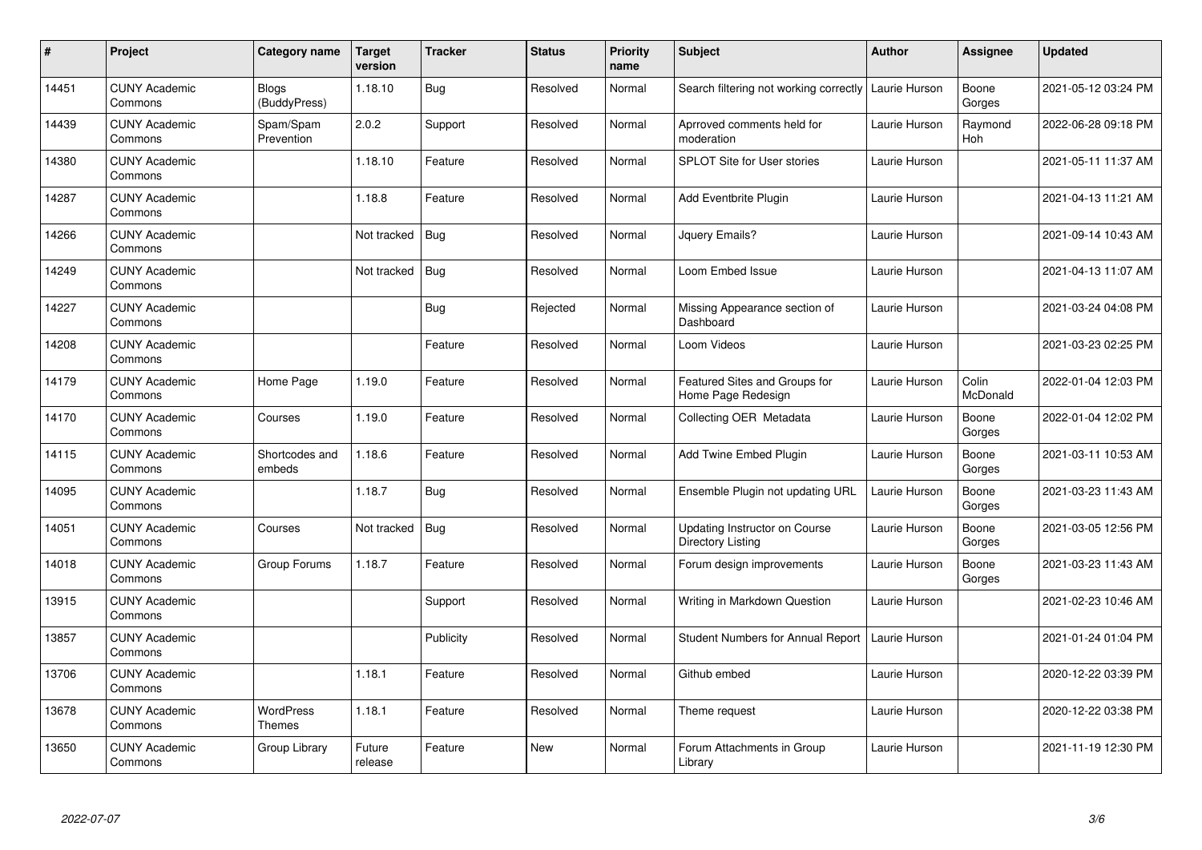| # | Project | Category name | Target version | Tracker | Status | Priority name | Subject | Author | Assignee | Updated |
|---|---|---|---|---|---|---|---|---|---|---|
| 14451 | CUNY Academic Commons | Blogs (BuddyPress) | 1.18.10 | Bug | Resolved | Normal | Search filtering not working correctly | Laurie Hurson | Boone Gorges | 2021-05-12 03:24 PM |
| 14439 | CUNY Academic Commons | Spam/Spam Prevention | 2.0.2 | Support | Resolved | Normal | Aprroved comments held for moderation | Laurie Hurson | Raymond Hoh | 2022-06-28 09:18 PM |
| 14380 | CUNY Academic Commons | | 1.18.10 | Feature | Resolved | Normal | SPLOT Site for User stories | Laurie Hurson | | 2021-05-11 11:37 AM |
| 14287 | CUNY Academic Commons | | 1.18.8 | Feature | Resolved | Normal | Add Eventbrite Plugin | Laurie Hurson | | 2021-04-13 11:21 AM |
| 14266 | CUNY Academic Commons | | Not tracked | Bug | Resolved | Normal | Jquery Emails? | Laurie Hurson | | 2021-09-14 10:43 AM |
| 14249 | CUNY Academic Commons | | Not tracked | Bug | Resolved | Normal | Loom Embed Issue | Laurie Hurson | | 2021-04-13 11:07 AM |
| 14227 | CUNY Academic Commons | | | Bug | Rejected | Normal | Missing Appearance section of Dashboard | Laurie Hurson | | 2021-03-24 04:08 PM |
| 14208 | CUNY Academic Commons | | | Feature | Resolved | Normal | Loom Videos | Laurie Hurson | | 2021-03-23 02:25 PM |
| 14179 | CUNY Academic Commons | Home Page | 1.19.0 | Feature | Resolved | Normal | Featured Sites and Groups for Home Page Redesign | Laurie Hurson | Colin McDonald | 2022-01-04 12:03 PM |
| 14170 | CUNY Academic Commons | Courses | 1.19.0 | Feature | Resolved | Normal | Collecting OER Metadata | Laurie Hurson | Boone Gorges | 2022-01-04 12:02 PM |
| 14115 | CUNY Academic Commons | Shortcodes and embeds | 1.18.6 | Feature | Resolved | Normal | Add Twine Embed Plugin | Laurie Hurson | Boone Gorges | 2021-03-11 10:53 AM |
| 14095 | CUNY Academic Commons | | 1.18.7 | Bug | Resolved | Normal | Ensemble Plugin not updating URL | Laurie Hurson | Boone Gorges | 2021-03-23 11:43 AM |
| 14051 | CUNY Academic Commons | Courses | Not tracked | Bug | Resolved | Normal | Updating Instructor on Course Directory Listing | Laurie Hurson | Boone Gorges | 2021-03-05 12:56 PM |
| 14018 | CUNY Academic Commons | Group Forums | 1.18.7 | Feature | Resolved | Normal | Forum design improvements | Laurie Hurson | Boone Gorges | 2021-03-23 11:43 AM |
| 13915 | CUNY Academic Commons | | | Support | Resolved | Normal | Writing in Markdown Question | Laurie Hurson | | 2021-02-23 10:46 AM |
| 13857 | CUNY Academic Commons | | | Publicity | Resolved | Normal | Student Numbers for Annual Report | Laurie Hurson | | 2021-01-24 01:04 PM |
| 13706 | CUNY Academic Commons | | 1.18.1 | Feature | Resolved | Normal | Github embed | Laurie Hurson | | 2020-12-22 03:39 PM |
| 13678 | CUNY Academic Commons | WordPress Themes | 1.18.1 | Feature | Resolved | Normal | Theme request | Laurie Hurson | | 2020-12-22 03:38 PM |
| 13650 | CUNY Academic Commons | Group Library | Future release | Feature | New | Normal | Forum Attachments in Group Library | Laurie Hurson | | 2021-11-19 12:30 PM |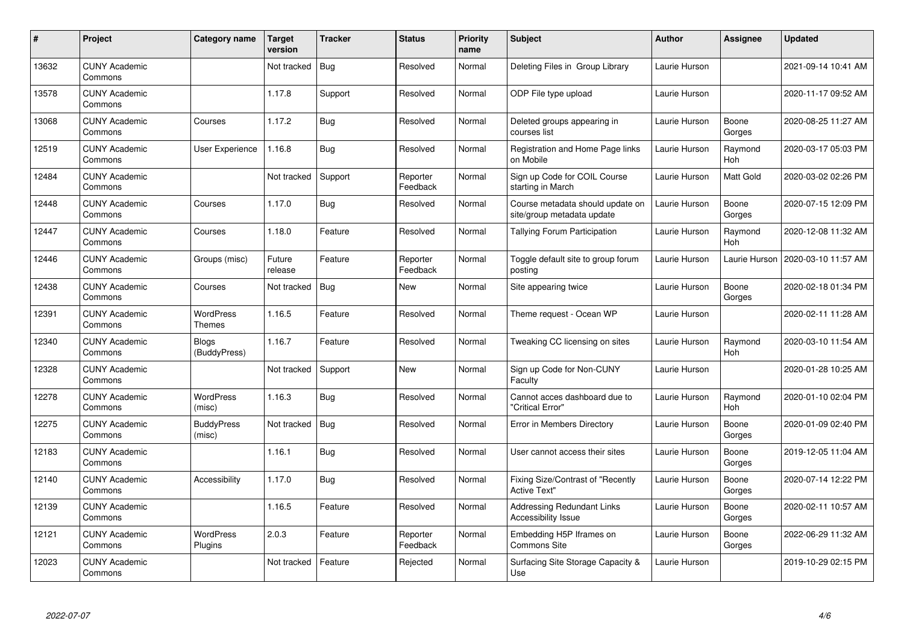| # | Project | Category name | Target version | Tracker | Status | Priority name | Subject | Author | Assignee | Updated |
|---|---|---|---|---|---|---|---|---|---|---|
| 13632 | CUNY Academic Commons | | Not tracked | Bug | Resolved | Normal | Deleting Files in Group Library | Laurie Hurson | | 2021-09-14 10:41 AM |
| 13578 | CUNY Academic Commons | | 1.17.8 | Support | Resolved | Normal | ODP File type upload | Laurie Hurson | | 2020-11-17 09:52 AM |
| 13068 | CUNY Academic Commons | Courses | 1.17.2 | Bug | Resolved | Normal | Deleted groups appearing in courses list | Laurie Hurson | Boone Gorges | 2020-08-25 11:27 AM |
| 12519 | CUNY Academic Commons | User Experience | 1.16.8 | Bug | Resolved | Normal | Registration and Home Page links on Mobile | Laurie Hurson | Raymond Hoh | 2020-03-17 05:03 PM |
| 12484 | CUNY Academic Commons | | Not tracked | Support | Reporter Feedback | Normal | Sign up Code for COIL Course starting in March | Laurie Hurson | Matt Gold | 2020-03-02 02:26 PM |
| 12448 | CUNY Academic Commons | Courses | 1.17.0 | Bug | Resolved | Normal | Course metadata should update on site/group metadata update | Laurie Hurson | Boone Gorges | 2020-07-15 12:09 PM |
| 12447 | CUNY Academic Commons | Courses | 1.18.0 | Feature | Resolved | Normal | Tallying Forum Participation | Laurie Hurson | Raymond Hoh | 2020-12-08 11:32 AM |
| 12446 | CUNY Academic Commons | Groups (misc) | Future release | Feature | Reporter Feedback | Normal | Toggle default site to group forum posting | Laurie Hurson | Laurie Hurson | 2020-03-10 11:57 AM |
| 12438 | CUNY Academic Commons | Courses | Not tracked | Bug | New | Normal | Site appearing twice | Laurie Hurson | Boone Gorges | 2020-02-18 01:34 PM |
| 12391 | CUNY Academic Commons | WordPress Themes | 1.16.5 | Feature | Resolved | Normal | Theme request - Ocean WP | Laurie Hurson | | 2020-02-11 11:28 AM |
| 12340 | CUNY Academic Commons | Blogs (BuddyPress) | 1.16.7 | Feature | Resolved | Normal | Tweaking CC licensing on sites | Laurie Hurson | Raymond Hoh | 2020-03-10 11:54 AM |
| 12328 | CUNY Academic Commons | | Not tracked | Support | New | Normal | Sign up Code for Non-CUNY Faculty | Laurie Hurson | | 2020-01-28 10:25 AM |
| 12278 | CUNY Academic Commons | WordPress (misc) | 1.16.3 | Bug | Resolved | Normal | Cannot acces dashboard due to "Critical Error" | Laurie Hurson | Raymond Hoh | 2020-01-10 02:04 PM |
| 12275 | CUNY Academic Commons | BuddyPress (misc) | Not tracked | Bug | Resolved | Normal | Error in Members Directory | Laurie Hurson | Boone Gorges | 2020-01-09 02:40 PM |
| 12183 | CUNY Academic Commons | | 1.16.1 | Bug | Resolved | Normal | User cannot access their sites | Laurie Hurson | Boone Gorges | 2019-12-05 11:04 AM |
| 12140 | CUNY Academic Commons | Accessibility | 1.17.0 | Bug | Resolved | Normal | Fixing Size/Contrast of "Recently Active Text" | Laurie Hurson | Boone Gorges | 2020-07-14 12:22 PM |
| 12139 | CUNY Academic Commons | | 1.16.5 | Feature | Resolved | Normal | Addressing Redundant Links Accessibility Issue | Laurie Hurson | Boone Gorges | 2020-02-11 10:57 AM |
| 12121 | CUNY Academic Commons | WordPress Plugins | 2.0.3 | Feature | Reporter Feedback | Normal | Embedding H5P Iframes on Commons Site | Laurie Hurson | Boone Gorges | 2022-06-29 11:32 AM |
| 12023 | CUNY Academic Commons | | Not tracked | Feature | Rejected | Normal | Surfacing Site Storage Capacity & Use | Laurie Hurson | | 2019-10-29 02:15 PM |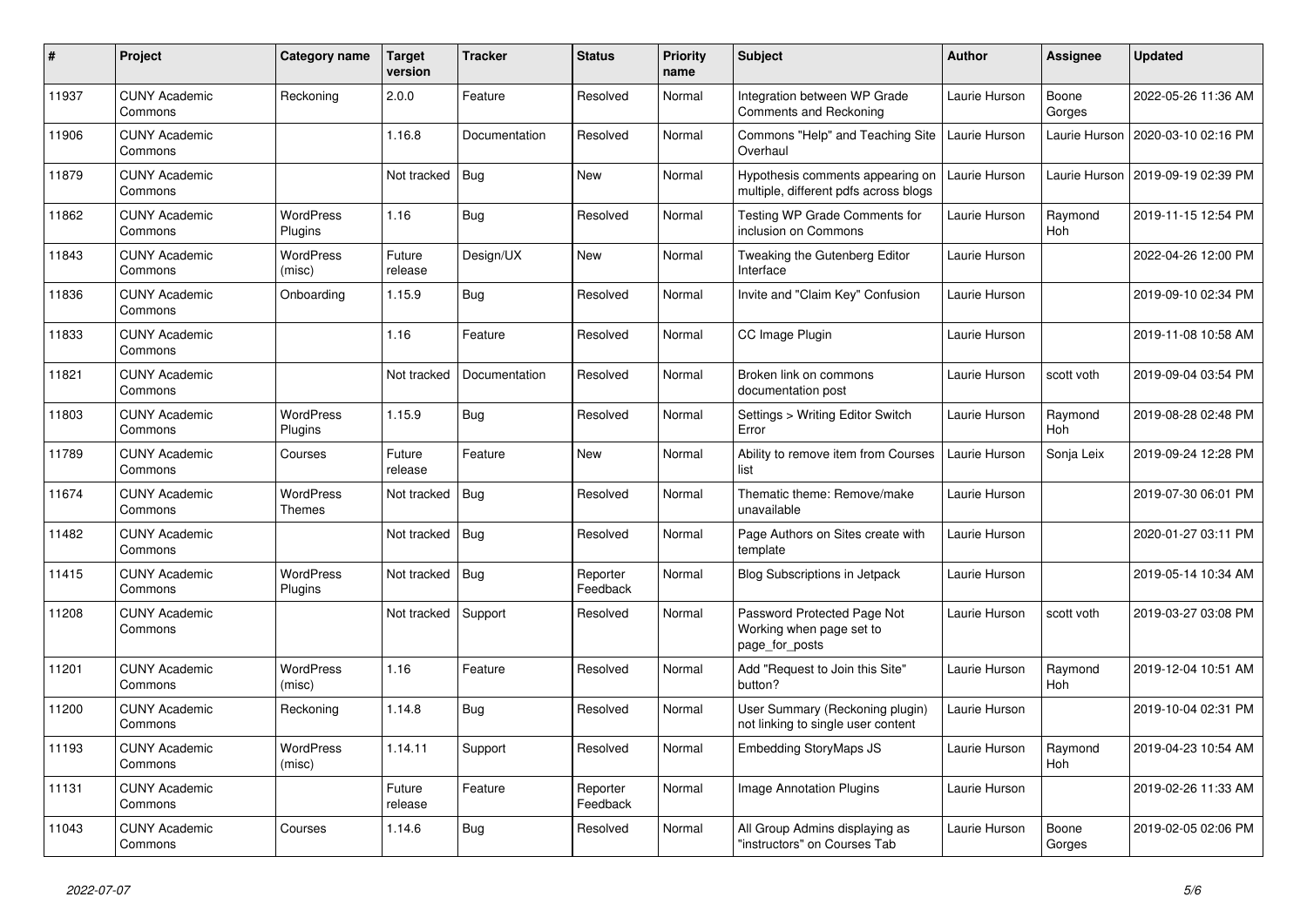| # | Project | Category name | Target version | Tracker | Status | Priority name | Subject | Author | Assignee | Updated |
|---|---|---|---|---|---|---|---|---|---|---|
| 11937 | CUNY Academic Commons | Reckoning | 2.0.0 | Feature | Resolved | Normal | Integration between WP Grade Comments and Reckoning | Laurie Hurson | Boone Gorges | 2022-05-26 11:36 AM |
| 11906 | CUNY Academic Commons | | 1.16.8 | Documentation | Resolved | Normal | Commons "Help" and Teaching Site Overhaul | Laurie Hurson | Laurie Hurson | 2020-03-10 02:16 PM |
| 11879 | CUNY Academic Commons | | Not tracked | Bug | New | Normal | Hypothesis comments appearing on multiple, different pdfs across blogs | Laurie Hurson | Laurie Hurson | 2019-09-19 02:39 PM |
| 11862 | CUNY Academic Commons | WordPress Plugins | 1.16 | Bug | Resolved | Normal | Testing WP Grade Comments for inclusion on Commons | Laurie Hurson | Raymond Hoh | 2019-11-15 12:54 PM |
| 11843 | CUNY Academic Commons | WordPress (misc) | Future release | Design/UX | New | Normal | Tweaking the Gutenberg Editor Interface | Laurie Hurson | | 2022-04-26 12:00 PM |
| 11836 | CUNY Academic Commons | Onboarding | 1.15.9 | Bug | Resolved | Normal | Invite and "Claim Key" Confusion | Laurie Hurson | | 2019-09-10 02:34 PM |
| 11833 | CUNY Academic Commons | | 1.16 | Feature | Resolved | Normal | CC Image Plugin | Laurie Hurson | | 2019-11-08 10:58 AM |
| 11821 | CUNY Academic Commons | | Not tracked | Documentation | Resolved | Normal | Broken link on commons documentation post | Laurie Hurson | scott voth | 2019-09-04 03:54 PM |
| 11803 | CUNY Academic Commons | WordPress Plugins | 1.15.9 | Bug | Resolved | Normal | Settings > Writing Editor Switch Error | Laurie Hurson | Raymond Hoh | 2019-08-28 02:48 PM |
| 11789 | CUNY Academic Commons | Courses | Future release | Feature | New | Normal | Ability to remove item from Courses list | Laurie Hurson | Sonja Leix | 2019-09-24 12:28 PM |
| 11674 | CUNY Academic Commons | WordPress Themes | Not tracked | Bug | Resolved | Normal | Thematic theme: Remove/make unavailable | Laurie Hurson | | 2019-07-30 06:01 PM |
| 11482 | CUNY Academic Commons | | Not tracked | Bug | Resolved | Normal | Page Authors on Sites create with template | Laurie Hurson | | 2020-01-27 03:11 PM |
| 11415 | CUNY Academic Commons | WordPress Plugins | Not tracked | Bug | Reporter Feedback | Normal | Blog Subscriptions in Jetpack | Laurie Hurson | | 2019-05-14 10:34 AM |
| 11208 | CUNY Academic Commons | | Not tracked | Support | Resolved | Normal | Password Protected Page Not Working when page set to page_for_posts | Laurie Hurson | scott voth | 2019-03-27 03:08 PM |
| 11201 | CUNY Academic Commons | WordPress (misc) | 1.16 | Feature | Resolved | Normal | Add "Request to Join this Site" button? | Laurie Hurson | Raymond Hoh | 2019-12-04 10:51 AM |
| 11200 | CUNY Academic Commons | Reckoning | 1.14.8 | Bug | Resolved | Normal | User Summary (Reckoning plugin) not linking to single user content | Laurie Hurson | | 2019-10-04 02:31 PM |
| 11193 | CUNY Academic Commons | WordPress (misc) | 1.14.11 | Support | Resolved | Normal | Embedding StoryMaps JS | Laurie Hurson | Raymond Hoh | 2019-04-23 10:54 AM |
| 11131 | CUNY Academic Commons | | Future release | Feature | Reporter Feedback | Normal | Image Annotation Plugins | Laurie Hurson | | 2019-02-26 11:33 AM |
| 11043 | CUNY Academic Commons | Courses | 1.14.6 | Bug | Resolved | Normal | All Group Admins displaying as "instructors" on Courses Tab | Laurie Hurson | Boone Gorges | 2019-02-05 02:06 PM |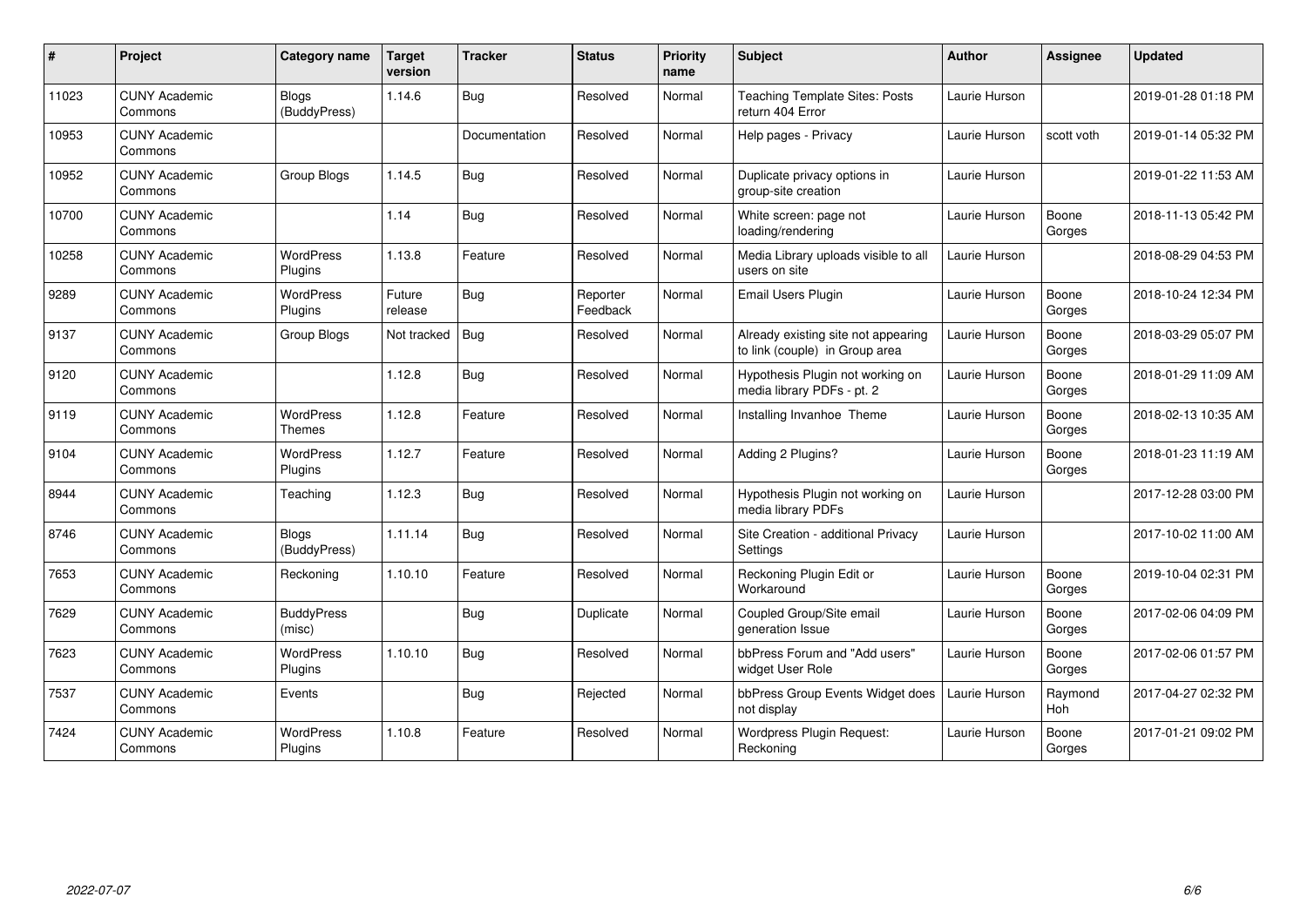| # | Project | Category name | Target version | Tracker | Status | Priority name | Subject | Author | Assignee | Updated |
|---|---|---|---|---|---|---|---|---|---|---|
| 11023 | CUNY Academic Commons | Blogs (BuddyPress) | 1.14.6 | Bug | Resolved | Normal | Teaching Template Sites: Posts return 404 Error | Laurie Hurson | | 2019-01-28 01:18 PM |
| 10953 | CUNY Academic Commons | | | Documentation | Resolved | Normal | Help pages - Privacy | Laurie Hurson | scott voth | 2019-01-14 05:32 PM |
| 10952 | CUNY Academic Commons | Group Blogs | 1.14.5 | Bug | Resolved | Normal | Duplicate privacy options in group-site creation | Laurie Hurson | | 2019-01-22 11:53 AM |
| 10700 | CUNY Academic Commons | | 1.14 | Bug | Resolved | Normal | White screen: page not loading/rendering | Laurie Hurson | Boone Gorges | 2018-11-13 05:42 PM |
| 10258 | CUNY Academic Commons | WordPress Plugins | 1.13.8 | Feature | Resolved | Normal | Media Library uploads visible to all users on site | Laurie Hurson | | 2018-08-29 04:53 PM |
| 9289 | CUNY Academic Commons | WordPress Plugins | Future release | Bug | Reporter Feedback | Normal | Email Users Plugin | Laurie Hurson | Boone Gorges | 2018-10-24 12:34 PM |
| 9137 | CUNY Academic Commons | Group Blogs | Not tracked | Bug | Resolved | Normal | Already existing site not appearing to link (couple) in Group area | Laurie Hurson | Boone Gorges | 2018-03-29 05:07 PM |
| 9120 | CUNY Academic Commons | | 1.12.8 | Bug | Resolved | Normal | Hypothesis Plugin not working on media library PDFs - pt. 2 | Laurie Hurson | Boone Gorges | 2018-01-29 11:09 AM |
| 9119 | CUNY Academic Commons | WordPress Themes | 1.12.8 | Feature | Resolved | Normal | Installing Invanhoe Theme | Laurie Hurson | Boone Gorges | 2018-02-13 10:35 AM |
| 9104 | CUNY Academic Commons | WordPress Plugins | 1.12.7 | Feature | Resolved | Normal | Adding 2 Plugins? | Laurie Hurson | Boone Gorges | 2018-01-23 11:19 AM |
| 8944 | CUNY Academic Commons | Teaching | 1.12.3 | Bug | Resolved | Normal | Hypothesis Plugin not working on media library PDFs | Laurie Hurson | | 2017-12-28 03:00 PM |
| 8746 | CUNY Academic Commons | Blogs (BuddyPress) | 1.11.14 | Bug | Resolved | Normal | Site Creation - additional Privacy Settings | Laurie Hurson | | 2017-10-02 11:00 AM |
| 7653 | CUNY Academic Commons | Reckoning | 1.10.10 | Feature | Resolved | Normal | Reckoning Plugin Edit or Workaround | Laurie Hurson | Boone Gorges | 2019-10-04 02:31 PM |
| 7629 | CUNY Academic Commons | BuddyPress (misc) | | Bug | Duplicate | Normal | Coupled Group/Site email generation Issue | Laurie Hurson | Boone Gorges | 2017-02-06 04:09 PM |
| 7623 | CUNY Academic Commons | WordPress Plugins | 1.10.10 | Bug | Resolved | Normal | bbPress Forum and "Add users" widget User Role | Laurie Hurson | Boone Gorges | 2017-02-06 01:57 PM |
| 7537 | CUNY Academic Commons | Events | | Bug | Rejected | Normal | bbPress Group Events Widget does not display | Laurie Hurson | Raymond Hoh | 2017-04-27 02:32 PM |
| 7424 | CUNY Academic Commons | WordPress Plugins | 1.10.8 | Feature | Resolved | Normal | Wordpress Plugin Request: Reckoning | Laurie Hurson | Boone Gorges | 2017-01-21 09:02 PM |